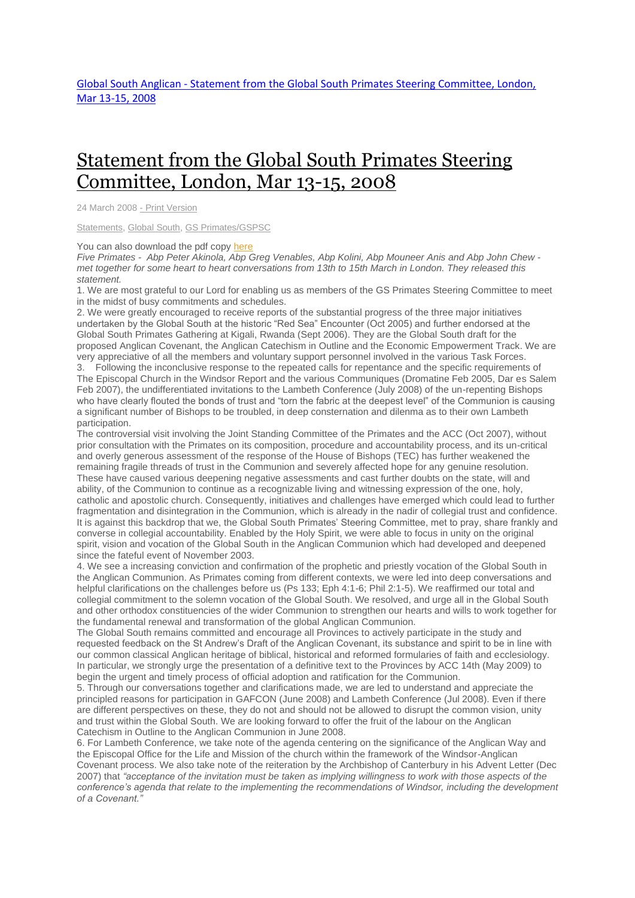[Global South Anglican - Statement from the Global South Primates Steering Committee, London, Mar 13-15, 2008]

# [Statement from the Global South Primates Steering Committee, London, Mar 13-15, 2008]

24 March 2008 - Print Version

Statements, Global South, GS Primates/GSPSC

You can also download the pdf copy here

*Five Primates - Abp Peter Akinola, Abp Greg Venables, Abp Kolini, Abp Mouneer Anis and Abp John Chew - met together for some heart to heart conversations from 13th to 15th March in London. They released this statement.*

1. We are most grateful to our Lord for enabling us as members of the GS Primates Steering Committee to meet in the midst of busy commitments and schedules.

2. We were greatly encouraged to receive reports of the substantial progress of the three major initiatives undertaken by the Global South at the historic "Red Sea" Encounter (Oct 2005) and further endorsed at the Global South Primates Gathering at Kigali, Rwanda (Sept 2006). They are the Global South draft for the proposed Anglican Covenant, the Anglican Catechism in Outline and the Economic Empowerment Track. We are very appreciative of all the members and voluntary support personnel involved in the various Task Forces.

3. Following the inconclusive response to the repeated calls for repentance and the specific requirements of The Episcopal Church in the Windsor Report and the various Communiques (Dromatine Feb 2005, Dar es Salem Feb 2007), the undifferentiated invitations to the Lambeth Conference (July 2008) of the un-repenting Bishops who have clearly flouted the bonds of trust and "torn the fabric at the deepest level" of the Communion is causing a significant number of Bishops to be troubled, in deep consternation and dilenma as to their own Lambeth participation.

The controversial visit involving the Joint Standing Committee of the Primates and the ACC (Oct 2007), without prior consultation with the Primates on its composition, procedure and accountability process, and its un-critical and overly generous assessment of the response of the House of Bishops (TEC) has further weakened the remaining fragile threads of trust in the Communion and severely affected hope for any genuine resolution. These have caused various deepening negative assessments and cast further doubts on the state, will and ability, of the Communion to continue as a recognizable living and witnessing expression of the one, holy, catholic and apostolic church. Consequently, initiatives and challenges have emerged which could lead to further fragmentation and disintegration in the Communion, which is already in the nadir of collegial trust and confidence. It is against this backdrop that we, the Global South Primates' Steering Committee, met to pray, share frankly and converse in collegial accountability. Enabled by the Holy Spirit, we were able to focus in unity on the original spirit, vision and vocation of the Global South in the Anglican Communion which had developed and deepened since the fateful event of November 2003.

4. We see a increasing conviction and confirmation of the prophetic and priestly vocation of the Global South in the Anglican Communion. As Primates coming from different contexts, we were led into deep conversations and helpful clarifications on the challenges before us (Ps 133; Eph 4:1-6; Phil 2:1-5). We reaffirmed our total and collegial commitment to the solemn vocation of the Global South. We resolved, and urge all in the Global South and other orthodox constituencies of the wider Communion to strengthen our hearts and wills to work together for the fundamental renewal and transformation of the global Anglican Communion.

The Global South remains committed and encourage all Provinces to actively participate in the study and requested feedback on the St Andrew's Draft of the Anglican Covenant, its substance and spirit to be in line with our common classical Anglican heritage of biblical, historical and reformed formularies of faith and ecclesiology. In particular, we strongly urge the presentation of a definitive text to the Provinces by ACC 14th (May 2009) to begin the urgent and timely process of official adoption and ratification for the Communion.

5. Through our conversations together and clarifications made, we are led to understand and appreciate the principled reasons for participation in GAFCON (June 2008) and Lambeth Conference (Jul 2008). Even if there are different perspectives on these, they do not and should not be allowed to disrupt the common vision, unity and trust within the Global South. We are looking forward to offer the fruit of the labour on the Anglican Catechism in Outline to the Anglican Communion in June 2008.

6. For Lambeth Conference, we take note of the agenda centering on the significance of the Anglican Way and the Episcopal Office for the Life and Mission of the church within the framework of the Windsor-Anglican Covenant process. We also take note of the reiteration by the Archbishop of Canterbury in his Advent Letter (Dec 2007) that *"acceptance of the invitation must be taken as implying willingness to work with those aspects of the conference's agenda that relate to the implementing the recommendations of Windsor, including the development of a Covenant."*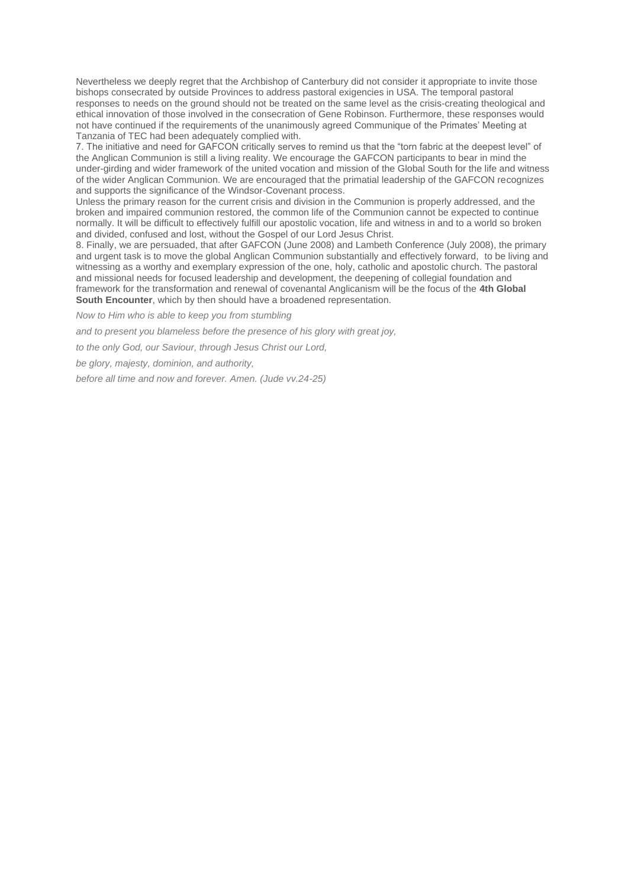Nevertheless we deeply regret that the Archbishop of Canterbury did not consider it appropriate to invite those bishops consecrated by outside Provinces to address pastoral exigencies in USA. The temporal pastoral responses to needs on the ground should not be treated on the same level as the crisis-creating theological and ethical innovation of those involved in the consecration of Gene Robinson. Furthermore, these responses would not have continued if the requirements of the unanimously agreed Communique of the Primates' Meeting at Tanzania of TEC had been adequately complied with.

7. The initiative and need for GAFCON critically serves to remind us that the "torn fabric at the deepest level" of the Anglican Communion is still a living reality. We encourage the GAFCON participants to bear in mind the under-girding and wider framework of the united vocation and mission of the Global South for the life and witness of the wider Anglican Communion. We are encouraged that the primatial leadership of the GAFCON recognizes and supports the significance of the Windsor-Covenant process.

Unless the primary reason for the current crisis and division in the Communion is properly addressed, and the broken and impaired communion restored, the common life of the Communion cannot be expected to continue normally. It will be difficult to effectively fulfill our apostolic vocation, life and witness in and to a world so broken and divided, confused and lost, without the Gospel of our Lord Jesus Christ.

8. Finally, we are persuaded, that after GAFCON (June 2008) and Lambeth Conference (July 2008), the primary and urgent task is to move the global Anglican Communion substantially and effectively forward, to be living and witnessing as a worthy and exemplary expression of the one, holy, catholic and apostolic church. The pastoral and missional needs for focused leadership and development, the deepening of collegial foundation and framework for the transformation and renewal of covenantal Anglicanism will be the focus of the **4th Global South Encounter**, which by then should have a broadened representation.

*Now to Him who is able to keep you from stumbling*

*and to present you blameless before the presence of his glory with great joy,*

*to the only God, our Saviour, through Jesus Christ our Lord,*

*be glory, majesty, dominion, and authority,*

*before all time and now and forever. Amen. (Jude vv.24-25)*